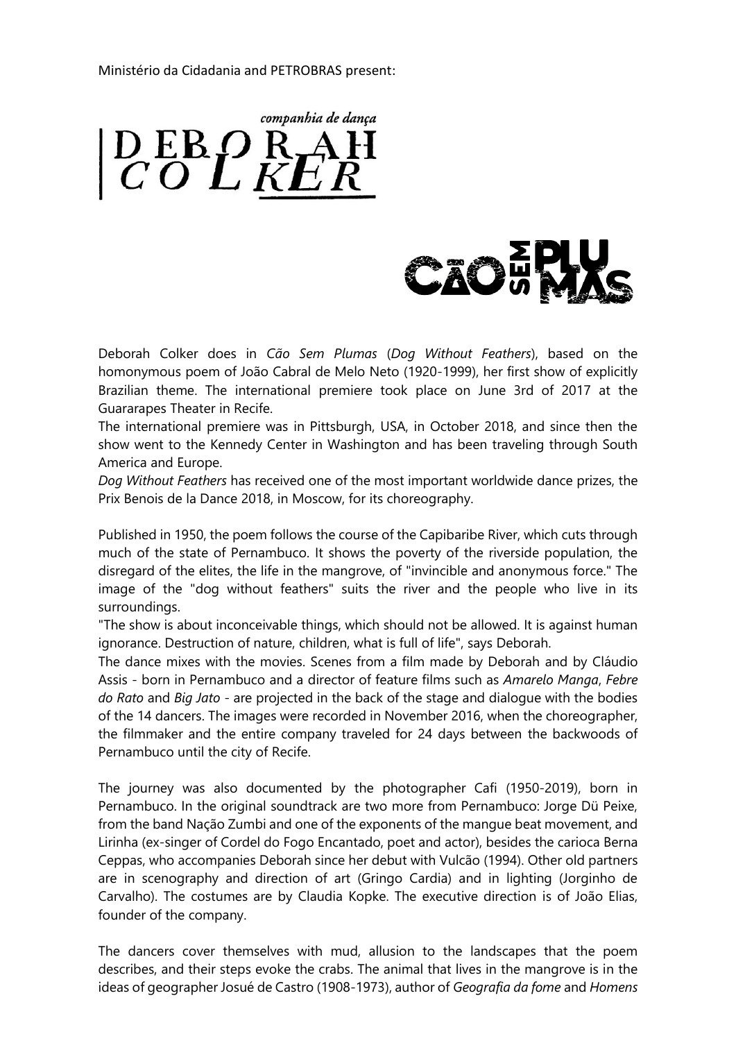Ministério da Cidadania and PETROBRAS present:

companhia de dança

DEBORAH COLKER

CÃO SEM PLUMAS

Deborah Colker does in *Cão Sem Plumas* (*Dog Without Feathers*), based on the homonymous poem of João Cabral de Melo Neto (1920-1999), her first show of explicitly Brazilian theme. The international premiere took place on June 3rd of 2017 at the Guararapes Theater in Recife.
The international premiere was in Pittsburgh, USA, in October 2018, and since then the show went to the Kennedy Center in Washington and has been traveling through South America and Europe.
*Dog Without Feathers* has received one of the most important worldwide dance prizes, the Prix Benois de la Dance 2018, in Moscow, for its choreography.

Published in 1950, the poem follows the course of the Capibaribe River, which cuts through much of the state of Pernambuco. It shows the poverty of the riverside population, the disregard of the elites, the life in the mangrove, of "invincible and anonymous force." The image of the "dog without feathers" suits the river and the people who live in its surroundings.
"The show is about inconceivable things, which should not be allowed. It is against human ignorance. Destruction of nature, children, what is full of life", says Deborah.
The dance mixes with the movies. Scenes from a film made by Deborah and by Cláudio Assis - born in Pernambuco and a director of feature films such as *Amarelo Manga*, *Febre do Rato* and *Big Jato* - are projected in the back of the stage and dialogue with the bodies of the 14 dancers. The images were recorded in November 2016, when the choreographer, the filmmaker and the entire company traveled for 24 days between the backwoods of Pernambuco until the city of Recife.

The journey was also documented by the photographer Cafi (1950-2019), born in Pernambuco. In the original soundtrack are two more from Pernambuco: Jorge Dü Peixe, from the band Nação Zumbi and one of the exponents of the mangue beat movement, and Lirinha (ex-singer of Cordel do Fogo Encantado, poet and actor), besides the carioca Berna Ceppas, who accompanies Deborah since her debut with Vulcão (1994). Other old partners are in scenography and direction of art (Gringo Cardia) and in lighting (Jorginho de Carvalho). The costumes are by Claudia Kopke. The executive direction is of João Elias, founder of the company.

The dancers cover themselves with mud, allusion to the landscapes that the poem describes, and their steps evoke the crabs. The animal that lives in the mangrove is in the ideas of geographer Josué de Castro (1908-1973), author of *Geografia da fome* and *Homens*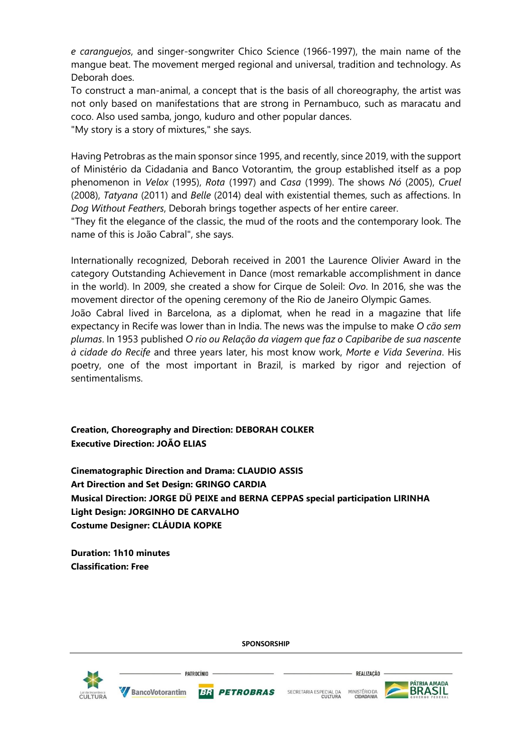*e caranguejos*, and singer-songwriter Chico Science (1966-1997), the main name of the mangue beat. The movement merged regional and universal, tradition and technology. As Deborah does.
To construct a man-animal, a concept that is the basis of all choreography, the artist was not only based on manifestations that are strong in Pernambuco, such as maracatu and coco. Also used samba, jongo, kuduro and other popular dances.
"My story is a story of mixtures," she says.

Having Petrobras as the main sponsor since 1995, and recently, since 2019, with the support of Ministério da Cidadania and Banco Votorantim, the group established itself as a pop phenomenon in *Velox* (1995), *Rota* (1997) and *Casa* (1999). The shows *Nó* (2005), *Cruel* (2008), *Tatyana* (2011) and *Belle* (2014) deal with existential themes, such as affections. In *Dog Without Feathers*, Deborah brings together aspects of her entire career.
"They fit the elegance of the classic, the mud of the roots and the contemporary look. The name of this is João Cabral", she says.

Internationally recognized, Deborah received in 2001 the Laurence Olivier Award in the category Outstanding Achievement in Dance (most remarkable accomplishment in dance in the world). In 2009, she created a show for Cirque de Soleil: *Ovo*. In 2016, she was the movement director of the opening ceremony of the Rio de Janeiro Olympic Games.
João Cabral lived in Barcelona, as a diplomat, when he read in a magazine that life expectancy in Recife was lower than in India. The news was the impulse to make *O cão sem plumas*. In 1953 published *O rio ou Relação da viagem que faz o Capibaribe de sua nascente à cidade do Recife* and three years later, his most know work, *Morte e Vida Severina*. His poetry, one of the most important in Brazil, is marked by rigor and rejection of sentimentalisms.

**Creation, Choreography and Direction: DEBORAH COLKER**
**Executive Direction: JOÃO ELIAS**

**Cinematographic Direction and Drama: CLAUDIO ASSIS**
**Art Direction and Set Design: GRINGO CARDIA**
**Musical Direction: JORGE DÜ PEIXE and BERNA CEPPAS special participation LIRINHA**
**Light Design: JORGINHO DE CARVALHO**
**Costume Designer: CLÁUDIA KOPKE**

**Duration: 1h10 minutes**
**Classification: Free**

**SPONSORSHIP**

Lei de Incentivo à CULTURA — PATROCÍNIO: BancoVotorantim, BR PETROBRAS — REALIZAÇÃO: SECRETARIA ESPECIAL DA CULTURA, MINISTÉRIO DA CIDADANIA, PÁTRIA AMADA BRASIL GOVERNO FEDERAL